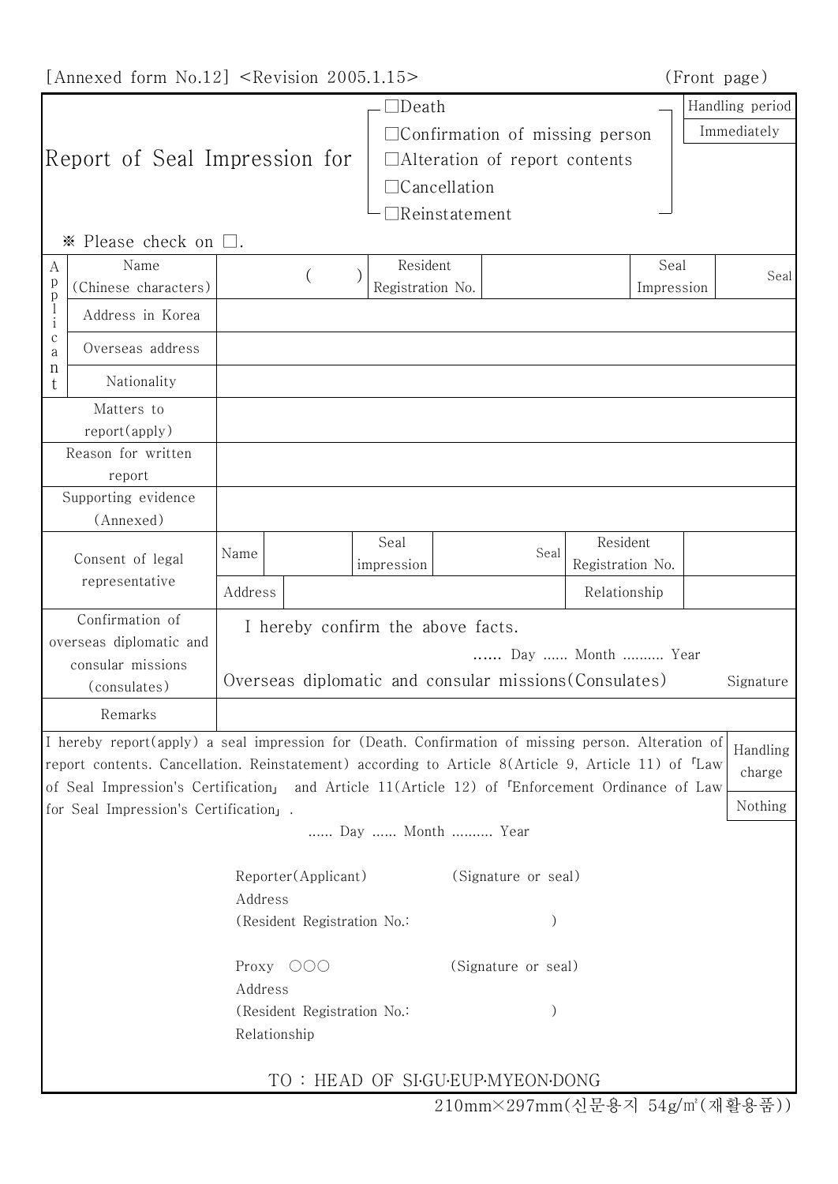[Annexed form No.12] <Revision 2005.1.15> (Front page)

# Report of Seal Impression for

☐Death
☐Confirmation of missing person
☐Alteration of report contents
☐Cancellation
☐Reinstatement

| Handling period |
|---|
| Immediately |

※ Please check on ☐.

| | | | | | | |
|---|---|---|---|---|---|---|
| Applicant | Name (Chinese characters) | ( ) | Resident Registration No. | | Seal Impression | Seal |
| | Address in Korea | | | | | |
| | Overseas address | | | | | |
| | Nationality | | | | | |
| Matters to report(apply) | | | | | | |
| Reason for written report | | | | | | |
| Supporting evidence (Annexed) | | | | | | |
| Consent of legal representative | Name | | Seal impression | Seal | Resident Registration No. | |
| | Address | | | | Relationship | |
| Confirmation of overseas diplomatic and consular missions (consulates) | I hereby confirm the above facts.<br>...... Day ...... Month .......... Year<br>Overseas diplomatic and consular missions(Consulates) Signature | | | | | |
| Remarks | | | | | | |

I hereby report(apply) a seal impression for (Death. Confirmation of missing person. Alteration of report contents. Cancellation. Reinstatement) according to Article 8(Article 9, Article 11) of 「Law of Seal Impression's Certification」 and Article 11(Article 12) of 「Enforcement Ordinance of Law for Seal Impression's Certification」.

| Handling charge |
|---|
| Nothing |

...... Day ...... Month .......... Year

Reporter(Applicant) (Signature or seal)
Address
(Resident Registration No.: )

Proxy ○○○ (Signature or seal)
Address
(Resident Registration No.: )
Relationship

TO : HEAD OF SI·GU·EUP·MYEON·DONG

210mm×297mm(신문용지 54g/㎡(재활용품))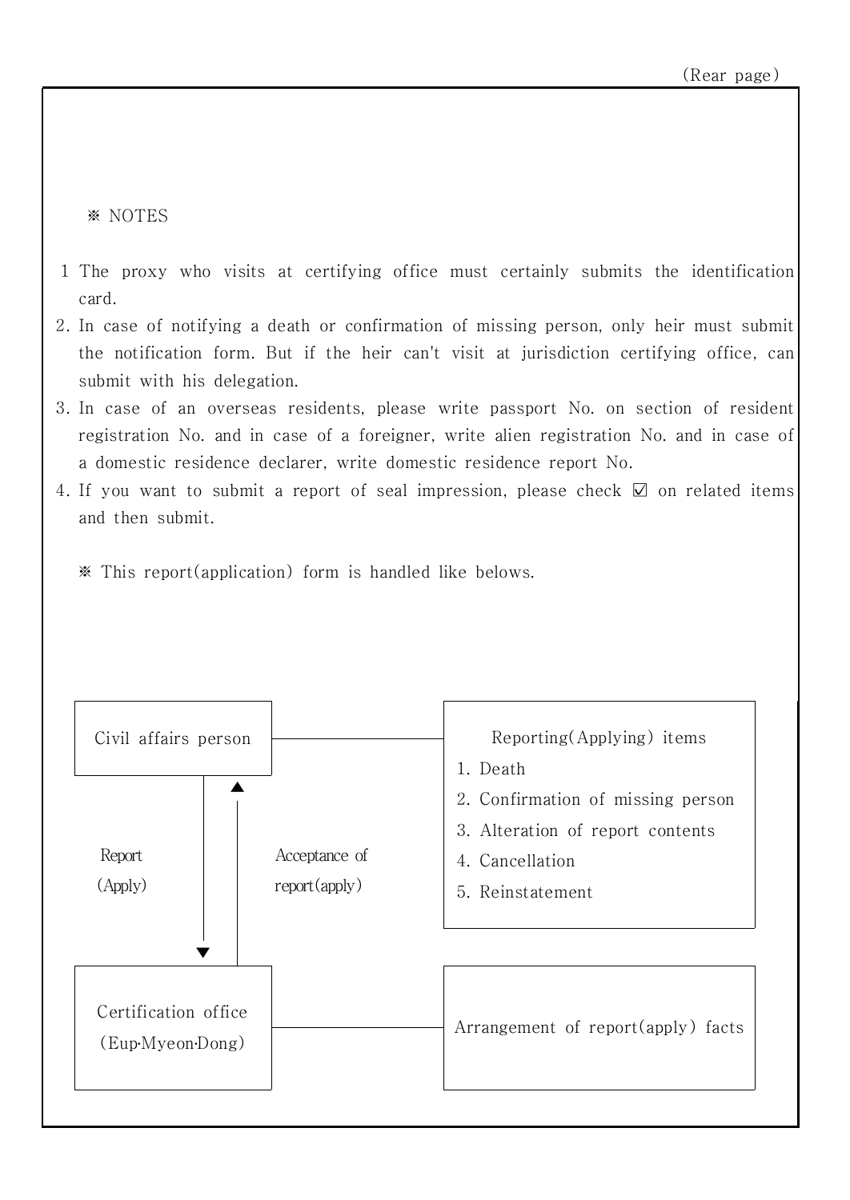(Rear page)

※ NOTES

1. The proxy who visits at certifying office must certainly submits the identification card.
2. In case of notifying a death or confirmation of missing person, only heir must submit the notification form. But if the heir can't visit at jurisdiction certifying office, can submit with his delegation.
3. In case of an overseas residents, please write passport No. on section of resident registration No. and in case of a foreigner, write alien registration No. and in case of a domestic residence declarer, write domestic residence report No.
4. If you want to submit a report of seal impression, please check ☑ on related items and then submit.

※ This report(application) form is handled like belows.

Civil affairs person — Reporting(Applying) items

1. Death
2. Confirmation of missing person
3. Alteration of report contents
4. Cancellation
5. Reinstatement

Civil affairs person → Certification office: Report (Apply)

Certification office → Civil affairs person: Acceptance of report(apply)

Certification office (Eup·Myeon·Dong) — Arrangement of report(apply) facts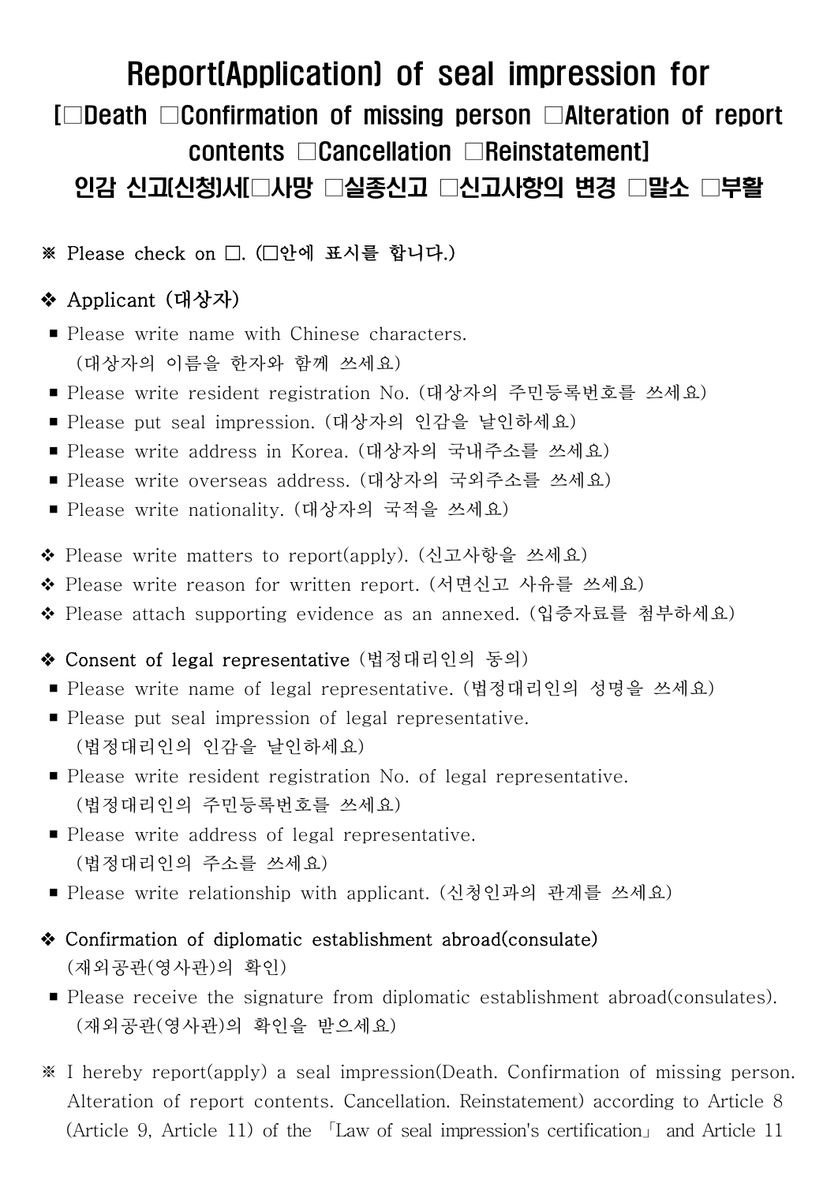# Report(Application) of seal impression for [□Death □Confirmation of missing person □Alteration of report contents □Cancellation □Reinstatement] 인감 신고(신청)서[□사망 □실종신고 □신고사항의 변경 □말소 □부활

**※ Please check on □. (□안에 표시를 합니다.)**

❖ Applicant **(대상자)**

- Please write name with Chinese characters. (대상자의 이름을 한자와 함께 쓰세요)
- Please write resident registration No. (대상자의 주민등록번호를 쓰세요)
- Please put seal impression. (대상자의 인감을 날인하세요)
- Please write address in Korea. (대상자의 국내주소를 쓰세요)
- Please write overseas address. (대상자의 국외주소를 쓰세요)
- Please write nationality. (대상자의 국적을 쓰세요)

❖ Please write matters to report(apply). (신고사항을 쓰세요)

❖ Please write reason for written report. (서면신고 사유를 쓰세요)

❖ Please attach supporting evidence as an annexed. (입증자료를 첨부하세요)

❖ **Consent of legal representative** (법정대리인의 동의)

- Please write name of legal representative. (법정대리인의 성명을 쓰세요)
- Please put seal impression of legal representative. (법정대리인의 인감을 날인하세요)
- Please write resident registration No. of legal representative. (법정대리인의 주민등록번호를 쓰세요)
- Please write address of legal representative. (법정대리인의 주소를 쓰세요)
- Please write relationship with applicant. (신청인과의 관계를 쓰세요)

❖ **Confirmation of diplomatic establishment abroad(consulate)** (재외공관(영사관)의 확인)

- Please receive the signature from diplomatic establishment abroad(consulates). (재외공관(영사관)의 확인을 받으세요)

※ I hereby report(apply) a seal impression(Death. Confirmation of missing person. Alteration of report contents. Cancellation. Reinstatement) according to Article 8 (Article 9, Article 11) of the 「Law of seal impression's certification」 and Article 11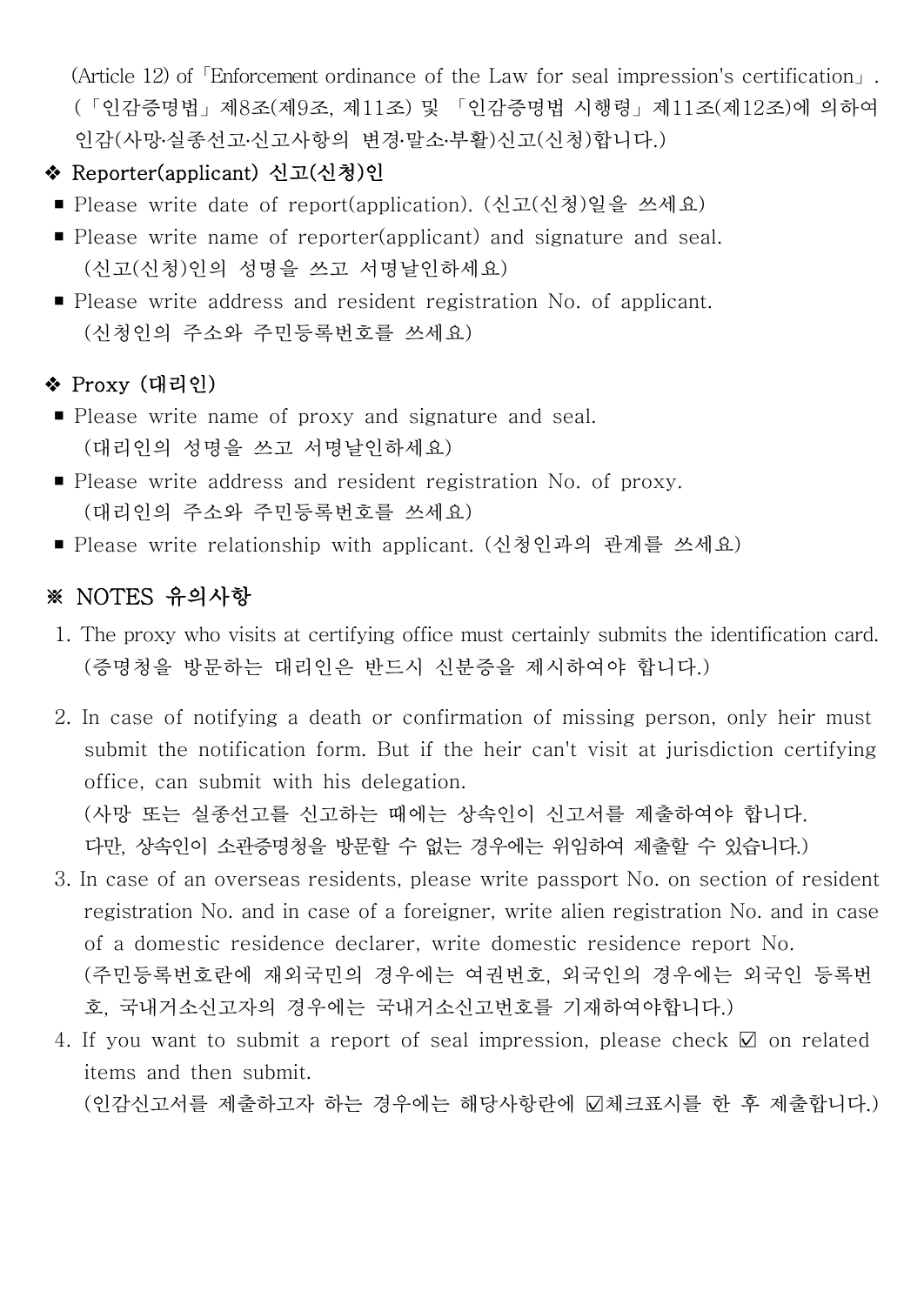(Article 12) of 「Enforcement ordinance of the Law for seal impression's certification」.
(「인감증명법」제8조(제9조, 제11조) 및 「인감증명법 시행령」제11조(제12조)에 의하여 인감(사망·실종선고·신고사항의 변경·말소·부활)신고(신청)합니다.)

❖ **Reporter(applicant) 신고(신청)인**

- Please write date of report(application). (신고(신청)일을 쓰세요)
- Please write name of reporter(applicant) and signature and seal.
  (신고(신청)인의 성명을 쓰고 서명날인하세요)
- Please write address and resident registration No. of applicant.
  (신청인의 주소와 주민등록번호를 쓰세요)

❖ **Proxy (대리인)**

- Please write name of proxy and signature and seal.
  (대리인의 성명을 쓰고 서명날인하세요)
- Please write address and resident registration No. of proxy.
  (대리인의 주소와 주민등록번호를 쓰세요)
- Please write relationship with applicant. (신청인과의 관계를 쓰세요)

## ※ NOTES 유의사항

1. The proxy who visits at certifying office must certainly submits the identification card.
   (증명청을 방문하는 대리인은 반드시 신분증을 제시하여야 합니다.)
2. In case of notifying a death or confirmation of missing person, only heir must submit the notification form. But if the heir can't visit at jurisdiction certifying office, can submit with his delegation.
   (사망 또는 실종선고를 신고하는 때에는 상속인이 신고서를 제출하여야 합니다.
   다만, 상속인이 소관증명청을 방문할 수 없는 경우에는 위임하여 제출할 수 있습니다.)
3. In case of an overseas residents, please write passport No. on section of resident registration No. and in case of a foreigner, write alien registration No. and in case of a domestic residence declarer, write domestic residence report No.
   (주민등록번호란에 재외국민의 경우에는 여권번호, 외국인의 경우에는 외국인 등록번호, 국내거소신고자의 경우에는 국내거소신고번호를 기재하여야합니다.)
4. If you want to submit a report of seal impression, please check ☑ on related items and then submit.
   (인감신고서를 제출하고자 하는 경우에는 해당사항란에 ☑체크표시를 한 후 제출합니다.)